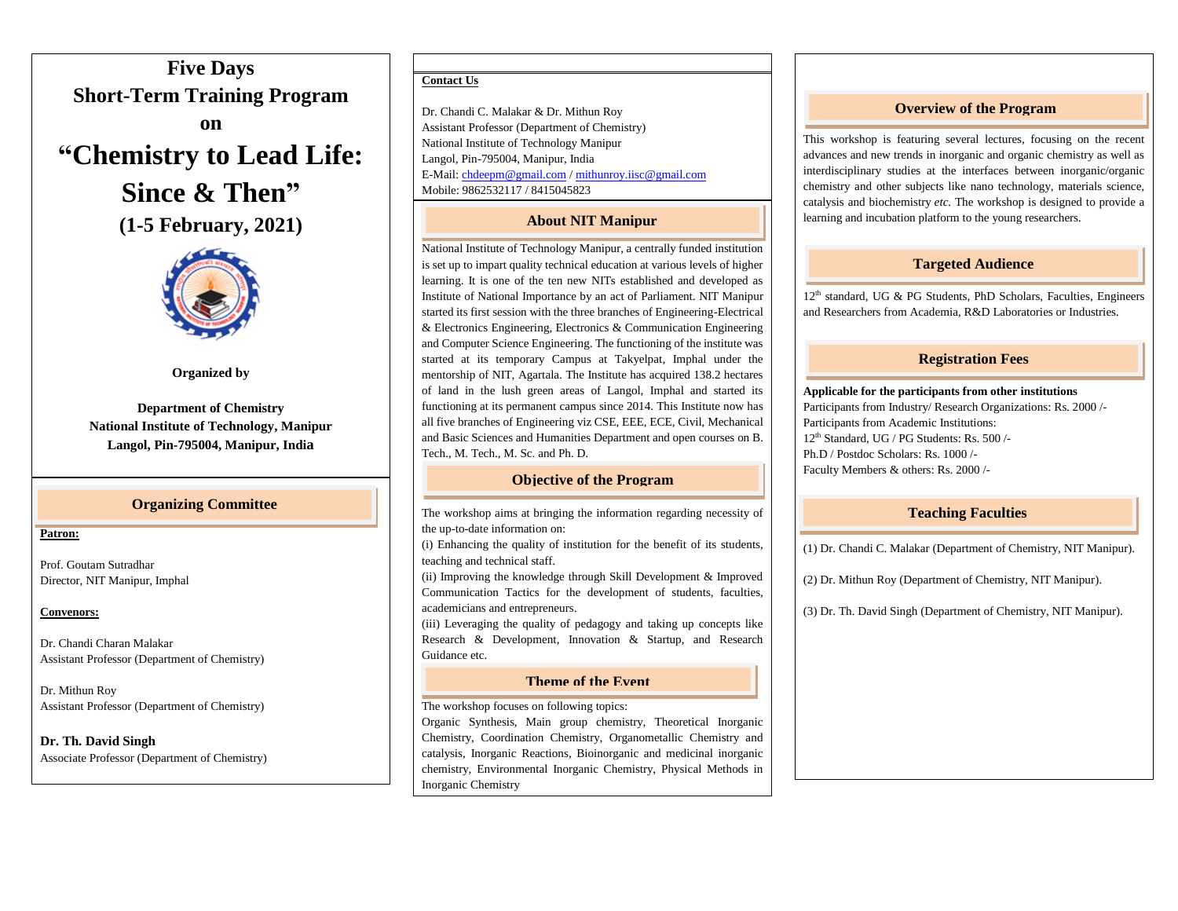# Five Days Short-Term Training Program on

# "Chemistry to Lead Life: Since & Then"

## (1-5 February, 2021)

**Organized by**

**Department of Chemistry**
**National Institute of Technology, Manipur**
**Langol, Pin-795004, Manipur, India**

## Organizing Committee

**Patron:**

Prof. Goutam Sutradhar
Director, NIT Manipur, Imphal

**Convenors:**

Dr. Chandi Charan Malakar
Assistant Professor (Department of Chemistry)

Dr. Mithun Roy
Assistant Professor (Department of Chemistry)

**Dr. Th. David Singh**
Associate Professor (Department of Chemistry)

**Contact Us**

Dr. Chandi C. Malakar & Dr. Mithun Roy
Assistant Professor (Department of Chemistry)
National Institute of Technology Manipur
Langol, Pin-795004, Manipur, India
E-Mail: chdeepm@gmail.com / mithunroy.iisc@gmail.com
Mobile: 9862532117 / 8415045823

## About NIT Manipur

National Institute of Technology Manipur, a centrally funded institution is set up to impart quality technical education at various levels of higher learning. It is one of the ten new NITs established and developed as Institute of National Importance by an act of Parliament. NIT Manipur started its first session with the three branches of Engineering-Electrical & Electronics Engineering, Electronics & Communication Engineering and Computer Science Engineering. The functioning of the institute was started at its temporary Campus at Takyelpat, Imphal under the mentorship of NIT, Agartala. The Institute has acquired 138.2 hectares of land in the lush green areas of Langol, Imphal and started its functioning at its permanent campus since 2014. This Institute now has all five branches of Engineering viz CSE, EEE, ECE, Civil, Mechanical and Basic Sciences and Humanities Department and open courses on B. Tech., M. Tech., M. Sc. and Ph. D.

## Objective of the Program

The workshop aims at bringing the information regarding necessity of the up-to-date information on:

(i) Enhancing the quality of institution for the benefit of its students, teaching and technical staff.

(ii) Improving the knowledge through Skill Development & Improved Communication Tactics for the development of students, faculties, academicians and entrepreneurs.

(iii) Leveraging the quality of pedagogy and taking up concepts like Research & Development, Innovation & Startup, and Research Guidance etc.

## Theme of the Event

The workshop focuses on following topics:
Organic Synthesis, Main group chemistry, Theoretical Inorganic Chemistry, Coordination Chemistry, Organometallic Chemistry and catalysis, Inorganic Reactions, Bioinorganic and medicinal inorganic chemistry, Environmental Inorganic Chemistry, Physical Methods in Inorganic Chemistry

## Overview of the Program

This workshop is featuring several lectures, focusing on the recent advances and new trends in inorganic and organic chemistry as well as interdisciplinary studies at the interfaces between inorganic/organic chemistry and other subjects like nano technology, materials science, catalysis and biochemistry *etc.* The workshop is designed to provide a learning and incubation platform to the young researchers.

## Targeted Audience

12th standard, UG & PG Students, PhD Scholars, Faculties, Engineers and Researchers from Academia, R&D Laboratories or Industries.

## Registration Fees

**Applicable for the participants from other institutions**
Participants from Industry/ Research Organizations: Rs. 2000 /-
Participants from Academic Institutions:
12th Standard, UG / PG Students: Rs. 500 /-
Ph.D / Postdoc Scholars: Rs. 1000 /-
Faculty Members & others: Rs. 2000 /-

## Teaching Faculties

(1) Dr. Chandi C. Malakar (Department of Chemistry, NIT Manipur).

(2) Dr. Mithun Roy (Department of Chemistry, NIT Manipur).

(3) Dr. Th. David Singh (Department of Chemistry, NIT Manipur).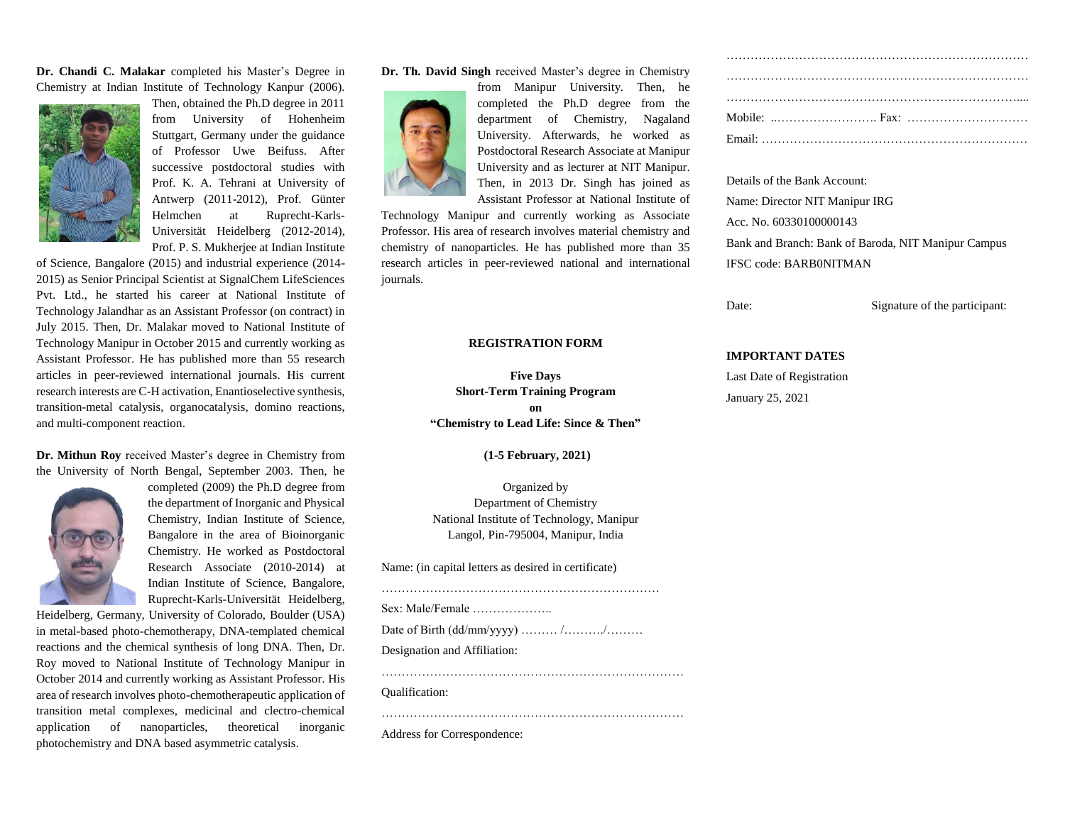**Dr. Chandi C. Malakar** completed his Master's Degree in Chemistry at Indian Institute of Technology Kanpur (2006). Then, obtained the Ph.D degree in 2011 from University of Hohenheim Stuttgart, Germany under the guidance of Professor Uwe Beifuss. After successive postdoctoral studies with Prof. K. A. Tehrani at University of Antwerp (2011-2012), Prof. Günter Helmchen at Ruprecht-Karls-Universität Heidelberg (2012-2014), Prof. P. S. Mukherjee at Indian Institute of Science, Bangalore (2015) and industrial experience (2014-2015) as Senior Principal Scientist at SignalChem LifeSciences Pvt. Ltd., he started his career at National Institute of Technology Jalandhar as an Assistant Professor (on contract) in July 2015. Then, Dr. Malakar moved to National Institute of Technology Manipur in October 2015 and currently working as Assistant Professor. He has published more than 55 research articles in peer-reviewed international journals. His current research interests are C-H activation, Enantioselective synthesis, transition-metal catalysis, organocatalysis, domino reactions, and multi-component reaction.

**Dr. Mithun Roy** received Master's degree in Chemistry from the University of North Bengal, September 2003. Then, he completed (2009) the Ph.D degree from the department of Inorganic and Physical Chemistry, Indian Institute of Science, Bangalore in the area of Bioinorganic Chemistry. He worked as Postdoctoral Research Associate (2010-2014) at Indian Institute of Science, Bangalore, Ruprecht-Karls-Universität Heidelberg, Heidelberg, Germany, University of Colorado, Boulder (USA) in metal-based photo-chemotherapy, DNA-templated chemical reactions and the chemical synthesis of long DNA. Then, Dr. Roy moved to National Institute of Technology Manipur in October 2014 and currently working as Assistant Professor. His area of research involves photo-chemotherapeutic application of transition metal complexes, medicinal and clectro-chemical application of nanoparticles, theoretical inorganic photochemistry and DNA based asymmetric catalysis.

**Dr. Th. David Singh** received Master's degree in Chemistry from Manipur University. Then, he completed the Ph.D degree from the department of Chemistry, Nagaland University. Afterwards, he worked as Postdoctoral Research Associate at Manipur University and as lecturer at NIT Manipur. Then, in 2013 Dr. Singh has joined as Assistant Professor at National Institute of Technology Manipur and currently working as Associate Professor. His area of research involves material chemistry and chemistry of nanoparticles. He has published more than 35 research articles in peer-reviewed national and international journals.

## REGISTRATION FORM

**Five Days**
**Short-Term Training Program**
**on**
**"Chemistry to Lead Life: Since & Then"**

**(1-5 February, 2021)**

Organized by
Department of Chemistry
National Institute of Technology, Manipur
Langol, Pin-795004, Manipur, India

Name: (in capital letters as desired in certificate)

……………………………………………………………

Sex: Male/Female ………………..

Date of Birth (dd/mm/yyyy) ……… /………./………

Designation and Affiliation:

…………………………………………………………………

Qualification:

…………………………………………………………………

Address for Correspondence:

…………………………………………………………………

…………………………………………………………………

…………………………………………………………………

Mobile: ..……………………. Fax: …………………………

Email: ……………………………………………………………

Details of the Bank Account:
Name: Director NIT Manipur IRG
Acc. No. 60330100000143
Bank and Branch: Bank of Baroda, NIT Manipur Campus
IFSC code: BARB0NITMAN

Date: Signature of the participant:

**IMPORTANT DATES**

Last Date of Registration
January 25, 2021